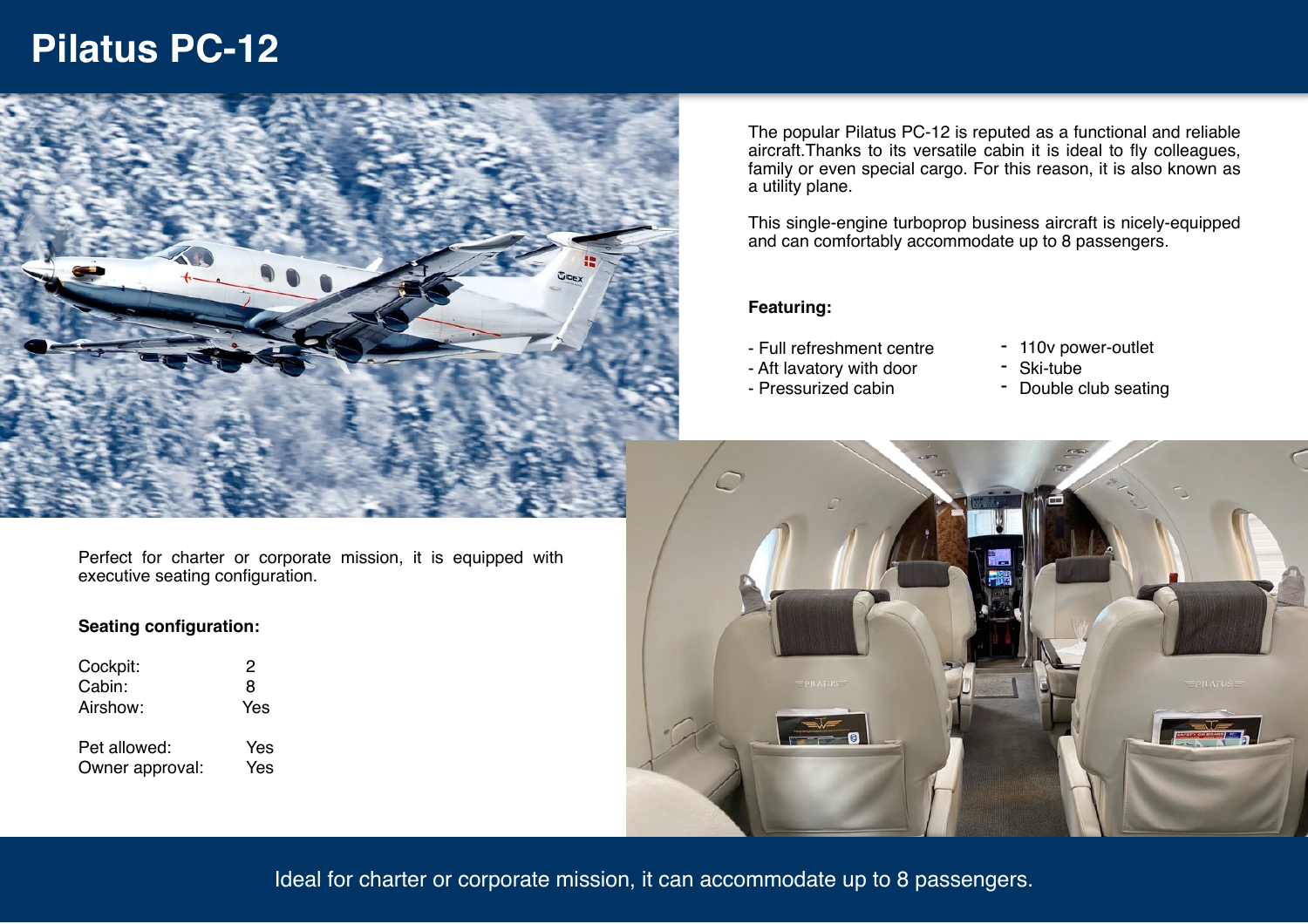# Pilatus PC-12

The popular Pilatus PC-12 is reputed as a functional and reliable aircraft.Thanks to its versatile cabin it is ideal to fly colleagues, family or even special cargo. For this reason, it is also known as a utility plane.

This single-engine turboprop business aircraft is nicely-equipped and can comfortably accommodate up to 8 passengers.

**Featuring:**

- Full refreshment centre
- Aft lavatory with door
- Pressurized cabin
- 110v power-outlet
- Ski-tube
- Double club seating

Perfect for charter or corporate mission, it is equipped with executive seating configuration.

**Seating configuration:**

| | |
|---|---|
| Cockpit: | 2 |
| Cabin: | 8 |
| Airshow: | Yes |
| Pet allowed: | Yes |
| Owner approval: | Yes |

Ideal for charter or corporate mission, it can accommodate up to 8 passengers.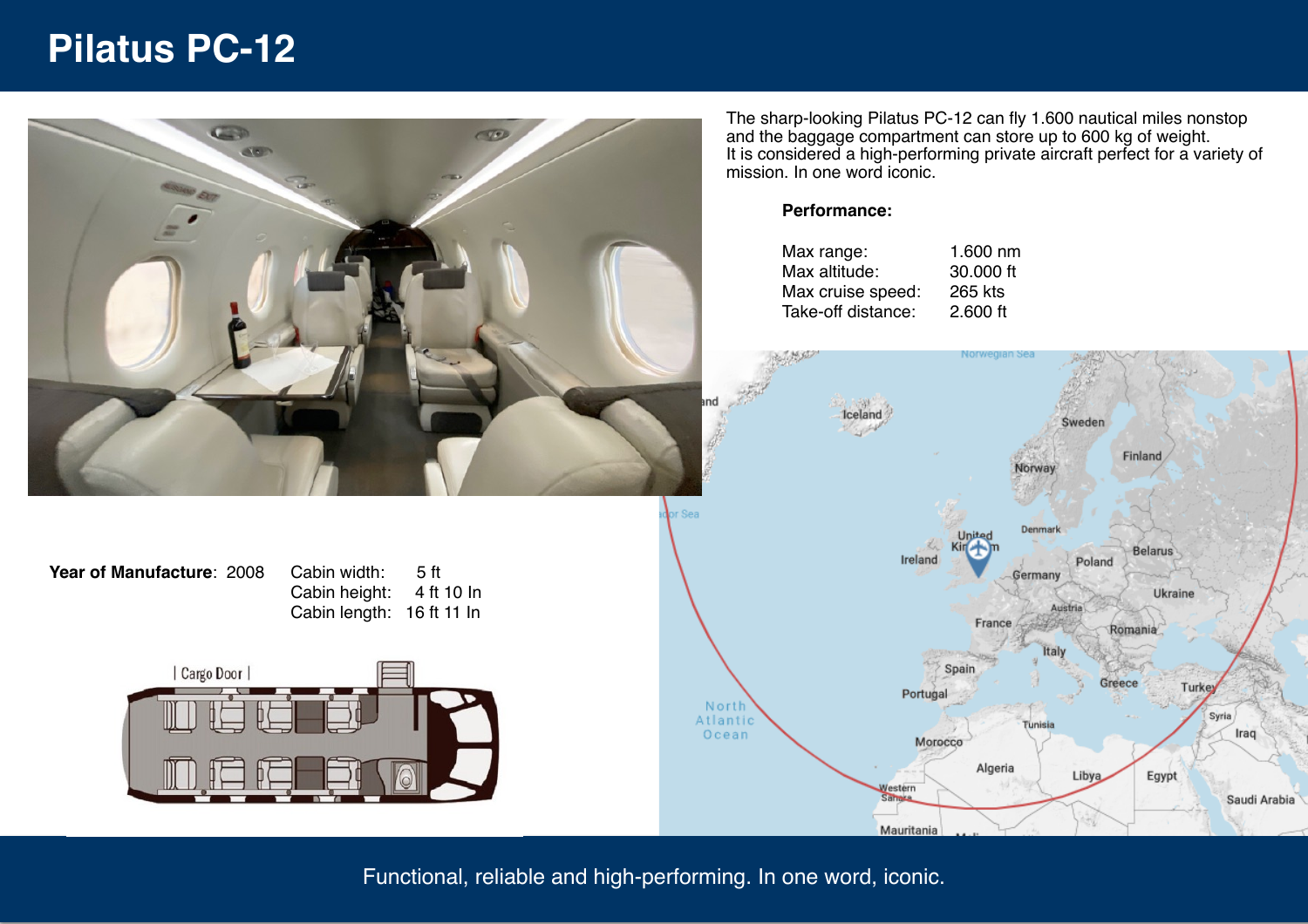# Pilatus PC-12

The sharp-looking Pilatus PC-12 can fly 1.600 nautical miles nonstop and the baggage compartment can store up to 600 kg of weight.
It is considered a high-performing private aircraft perfect for a variety of mission. In one word iconic.

**Performance:**

Max range: 1.600 nm
Max altitude: 30.000 ft
Max cruise speed: 265 kts
Take-off distance: 2.600 ft

**Year of Manufacture**: 2008

Cabin width: 5 ft
Cabin height: 4 ft 10 In
Cabin length: 16 ft 11 In

Functional, reliable and high-performing. In one word, iconic.